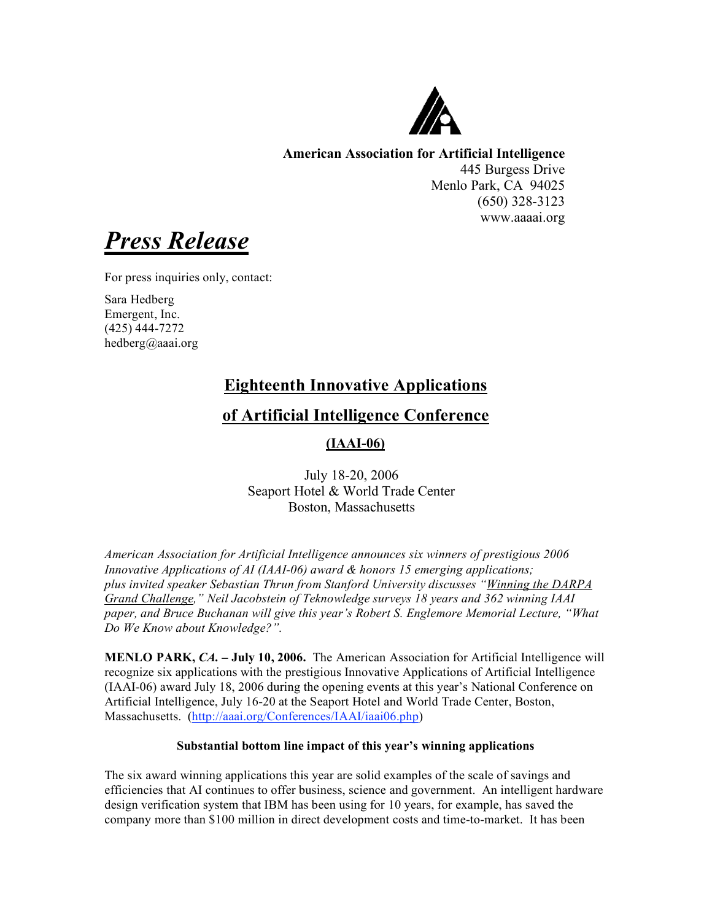**American Association for Artificial Intelligence**
445 Burgess Drive
Menlo Park, CA 94025
(650) 328-3123
www.aaaai.org

# ***Press Release***

For press inquiries only, contact:

Sara Hedberg
Emergent, Inc.
(425) 444-7272
hedberg@aaai.org

## Eighteenth Innovative Applications of Artificial Intelligence Conference

## (IAAI-06)

July 18-20, 2006
Seaport Hotel & World Trade Center
Boston, Massachusetts

*American Association for Artificial Intelligence announces six winners of prestigious 2006 Innovative Applications of AI (IAAI-06) award & honors 15 emerging applications; plus invited speaker Sebastian Thrun from Stanford University discusses "Winning the DARPA Grand Challenge," Neil Jacobstein of Teknowledge surveys 18 years and 362 winning IAAI paper, and Bruce Buchanan will give this year's Robert S. Englemore Memorial Lecture, "What Do We Know about Knowledge?".*

**MENLO PARK, *CA.* – July 10, 2006.** The American Association for Artificial Intelligence will recognize six applications with the prestigious Innovative Applications of Artificial Intelligence (IAAI-06) award July 18, 2006 during the opening events at this year's National Conference on Artificial Intelligence, July 16-20 at the Seaport Hotel and World Trade Center, Boston, Massachusetts. (http://aaai.org/Conferences/IAAI/iaai06.php)

**Substantial bottom line impact of this year's winning applications**

The six award winning applications this year are solid examples of the scale of savings and efficiencies that AI continues to offer business, science and government. An intelligent hardware design verification system that IBM has been using for 10 years, for example, has saved the company more than $100 million in direct development costs and time-to-market. It has been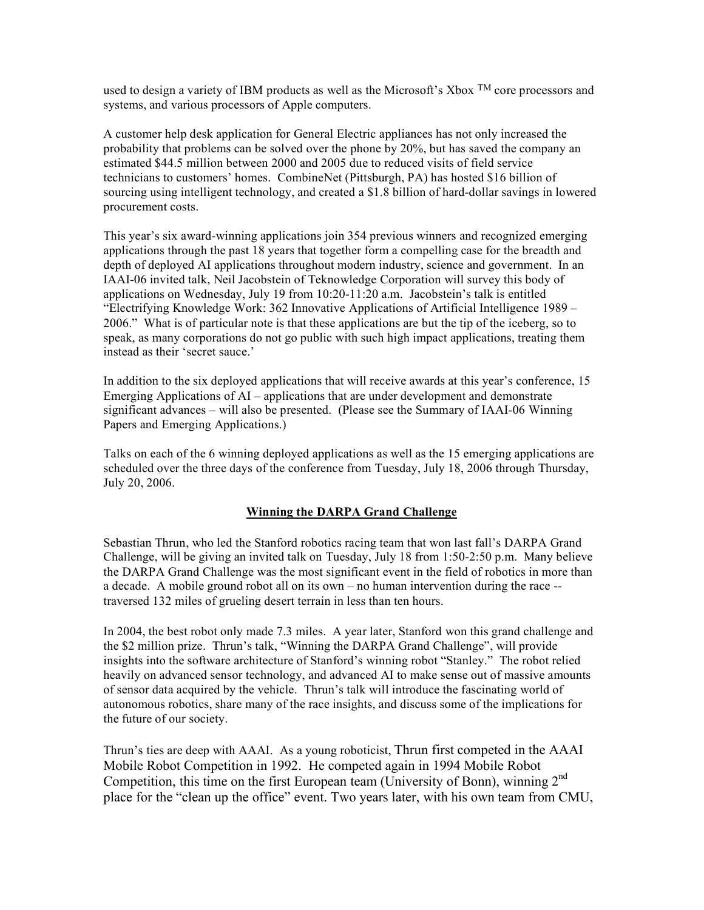used to design a variety of IBM products as well as the Microsoft's Xbox ™ core processors and systems, and various processors of Apple computers.

A customer help desk application for General Electric appliances has not only increased the probability that problems can be solved over the phone by 20%, but has saved the company an estimated $44.5 million between 2000 and 2005 due to reduced visits of field service technicians to customers' homes. CombineNet (Pittsburgh, PA) has hosted $16 billion of sourcing using intelligent technology, and created a $1.8 billion of hard-dollar savings in lowered procurement costs.

This year's six award-winning applications join 354 previous winners and recognized emerging applications through the past 18 years that together form a compelling case for the breadth and depth of deployed AI applications throughout modern industry, science and government. In an IAAI-06 invited talk, Neil Jacobstein of Teknowledge Corporation will survey this body of applications on Wednesday, July 19 from 10:20-11:20 a.m. Jacobstein's talk is entitled "Electrifying Knowledge Work: 362 Innovative Applications of Artificial Intelligence 1989 – 2006." What is of particular note is that these applications are but the tip of the iceberg, so to speak, as many corporations do not go public with such high impact applications, treating them instead as their 'secret sauce.'

In addition to the six deployed applications that will receive awards at this year's conference, 15 Emerging Applications of AI – applications that are under development and demonstrate significant advances – will also be presented. (Please see the Summary of IAAI-06 Winning Papers and Emerging Applications.)

Talks on each of the 6 winning deployed applications as well as the 15 emerging applications are scheduled over the three days of the conference from Tuesday, July 18, 2006 through Thursday, July 20, 2006.

## Winning the DARPA Grand Challenge

Sebastian Thrun, who led the Stanford robotics racing team that won last fall's DARPA Grand Challenge, will be giving an invited talk on Tuesday, July 18 from 1:50-2:50 p.m. Many believe the DARPA Grand Challenge was the most significant event in the field of robotics in more than a decade. A mobile ground robot all on its own – no human intervention during the race -- traversed 132 miles of grueling desert terrain in less than ten hours.

In 2004, the best robot only made 7.3 miles. A year later, Stanford won this grand challenge and the $2 million prize. Thrun's talk, "Winning the DARPA Grand Challenge", will provide insights into the software architecture of Stanford's winning robot "Stanley." The robot relied heavily on advanced sensor technology, and advanced AI to make sense out of massive amounts of sensor data acquired by the vehicle. Thrun's talk will introduce the fascinating world of autonomous robotics, share many of the race insights, and discuss some of the implications for the future of our society.

Thrun's ties are deep with AAAI. As a young roboticist, Thrun first competed in the AAAI Mobile Robot Competition in 1992. He competed again in 1994 Mobile Robot Competition, this time on the first European team (University of Bonn), winning 2nd place for the "clean up the office" event. Two years later, with his own team from CMU,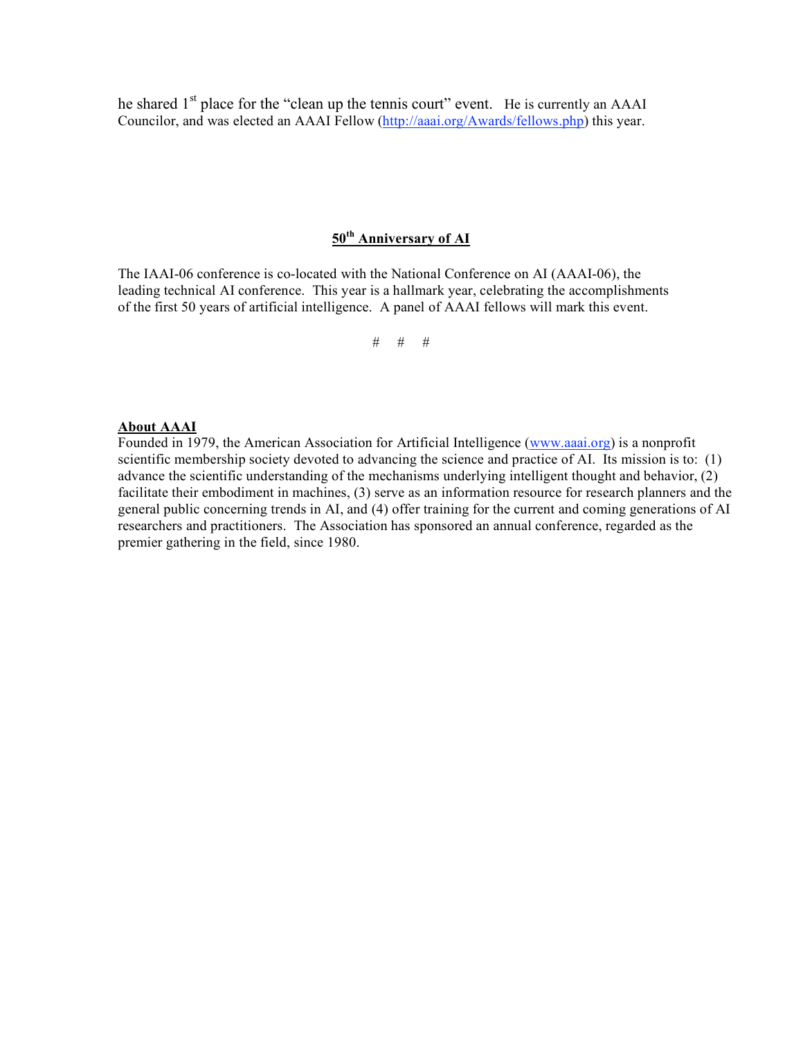he shared 1st place for the "clean up the tennis court" event. He is currently an AAAI Councilor, and was elected an AAAI Fellow (http://aaai.org/Awards/fellows.php) this year.

## 50th Anniversary of AI

The IAAI-06 conference is co-located with the National Conference on AI (AAAI-06), the leading technical AI conference. This year is a hallmark year, celebrating the accomplishments of the first 50 years of artificial intelligence. A panel of AAAI fellows will mark this event.

# # #

**About AAAI**

Founded in 1979, the American Association for Artificial Intelligence (www.aaai.org) is a nonprofit scientific membership society devoted to advancing the science and practice of AI. Its mission is to: (1) advance the scientific understanding of the mechanisms underlying intelligent thought and behavior, (2) facilitate their embodiment in machines, (3) serve as an information resource for research planners and the general public concerning trends in AI, and (4) offer training for the current and coming generations of AI researchers and practitioners. The Association has sponsored an annual conference, regarded as the premier gathering in the field, since 1980.